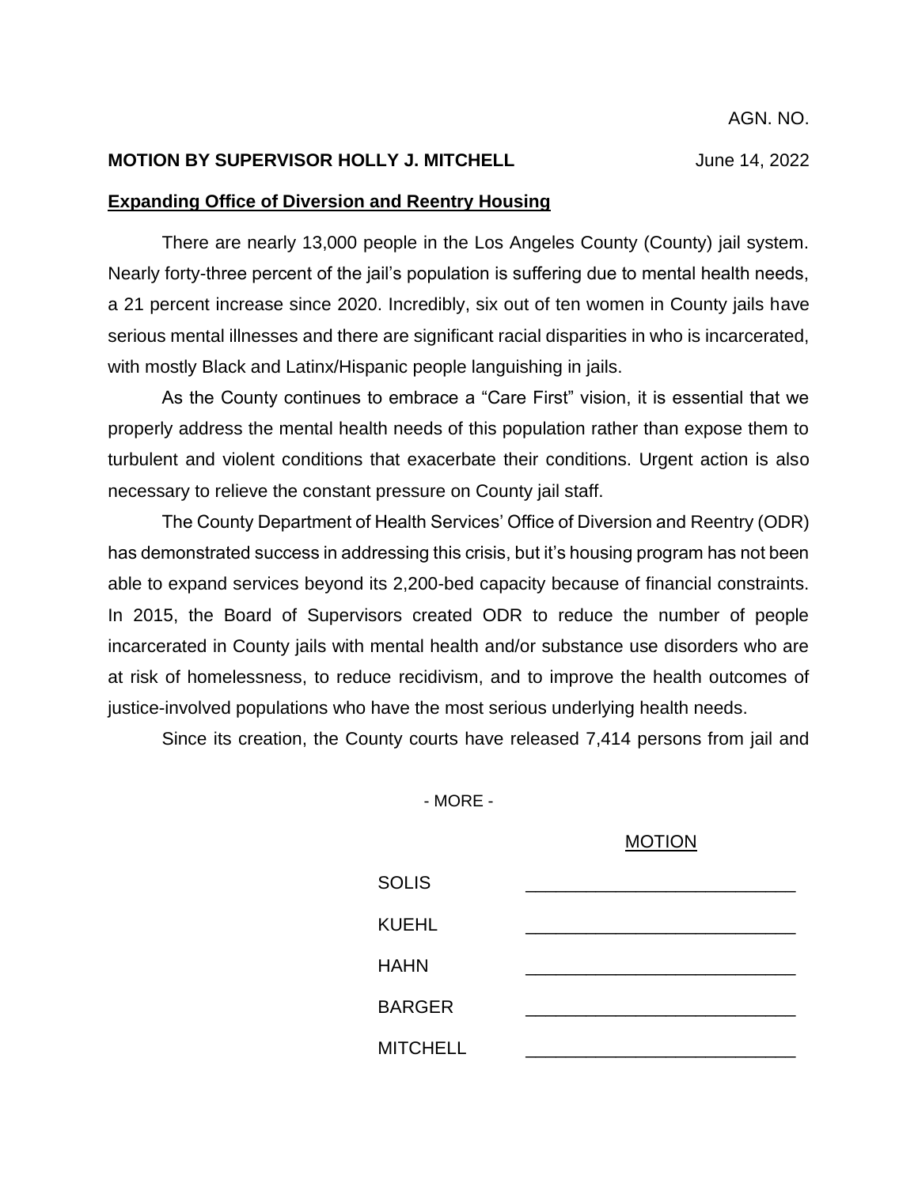AGN. NO.

**MOTION BY SUPERVISOR HOLLY J. MITCHELL** June 14, 2022

**Expanding Office of Diversion and Reentry Housing**

There are nearly 13,000 people in the Los Angeles County (County) jail system. Nearly forty-three percent of the jail's population is suffering due to mental health needs, a 21 percent increase since 2020. Incredibly, six out of ten women in County jails have serious mental illnesses and there are significant racial disparities in who is incarcerated, with mostly Black and Latinx/Hispanic people languishing in jails.

As the County continues to embrace a "Care First" vision, it is essential that we properly address the mental health needs of this population rather than expose them to turbulent and violent conditions that exacerbate their conditions. Urgent action is also necessary to relieve the constant pressure on County jail staff.

The County Department of Health Services' Office of Diversion and Reentry (ODR) has demonstrated success in addressing this crisis, but it's housing program has not been able to expand services beyond its 2,200-bed capacity because of financial constraints. In 2015, the Board of Supervisors created ODR to reduce the number of people incarcerated in County jails with mental health and/or substance use disorders who are at risk of homelessness, to reduce recidivism, and to improve the health outcomes of justice-involved populations who have the most serious underlying health needs.

Since its creation, the County courts have released 7,414 persons from jail and

- MORE -

MOTION

| | |
|---|---|
| SOLIS | \_\_\_\_\_\_\_\_\_\_\_\_\_\_\_\_\_\_\_\_\_\_\_\_\_\_ |
| KUEHL | \_\_\_\_\_\_\_\_\_\_\_\_\_\_\_\_\_\_\_\_\_\_\_\_\_\_ |
| HAHN | \_\_\_\_\_\_\_\_\_\_\_\_\_\_\_\_\_\_\_\_\_\_\_\_\_\_ |
| BARGER | \_\_\_\_\_\_\_\_\_\_\_\_\_\_\_\_\_\_\_\_\_\_\_\_\_\_ |
| MITCHELL | \_\_\_\_\_\_\_\_\_\_\_\_\_\_\_\_\_\_\_\_\_\_\_\_\_\_ |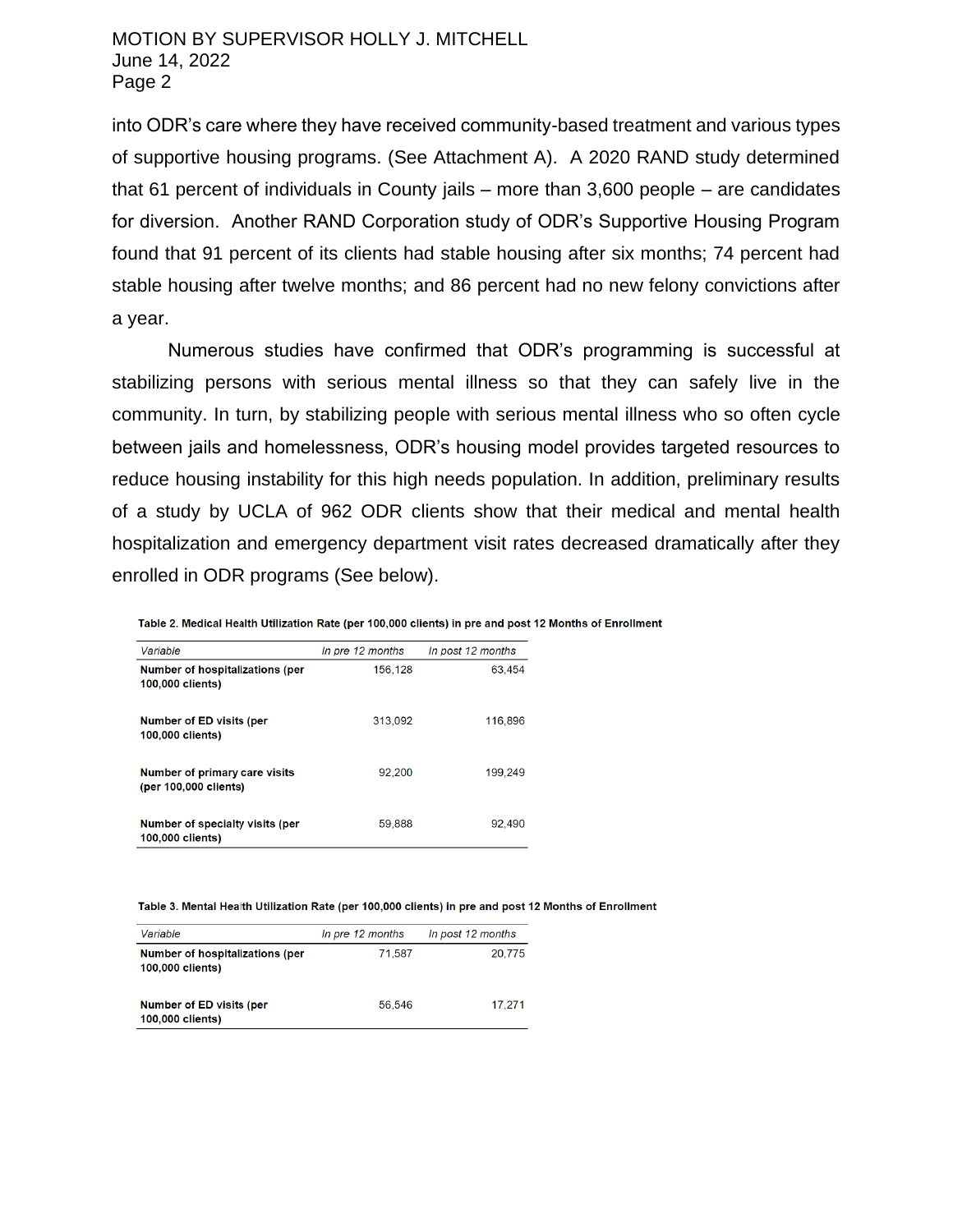into ODR's care where they have received community-based treatment and various types of supportive housing programs. (See Attachment A). A 2020 RAND study determined that 61 percent of individuals in County jails – more than 3,600 people – are candidates for diversion. Another RAND Corporation study of ODR's Supportive Housing Program found that 91 percent of its clients had stable housing after six months; 74 percent had stable housing after twelve months; and 86 percent had no new felony convictions after a year.

Numerous studies have confirmed that ODR's programming is successful at stabilizing persons with serious mental illness so that they can safely live in the community. In turn, by stabilizing people with serious mental illness who so often cycle between jails and homelessness, ODR's housing model provides targeted resources to reduce housing instability for this high needs population. In addition, preliminary results of a study by UCLA of 962 ODR clients show that their medical and mental health hospitalization and emergency department visit rates decreased dramatically after they enrolled in ODR programs (See below).

**Table 2. Medical Health Utilization Rate (per 100,000 clients) in pre and post 12 Months of Enrollment**

| *Variable* | *In pre 12 months* | *In post 12 months* |
|---|---|---|
| **Number of hospitalizations (per 100,000 clients)** | 156,128 | 63,454 |
| **Number of ED visits (per 100,000 clients)** | 313,092 | 116,896 |
| **Number of primary care visits (per 100,000 clients)** | 92,200 | 199,249 |
| **Number of specialty visits (per 100,000 clients)** | 59,888 | 92,490 |

**Table 3. Mental Health Utilization Rate (per 100,000 clients) in pre and post 12 Months of Enrollment**

| *Variable* | *In pre 12 months* | *In post 12 months* |
|---|---|---|
| **Number of hospitalizations (per 100,000 clients)** | 71,587 | 20,775 |
| **Number of ED visits (per 100,000 clients)** | 56,546 | 17,271 |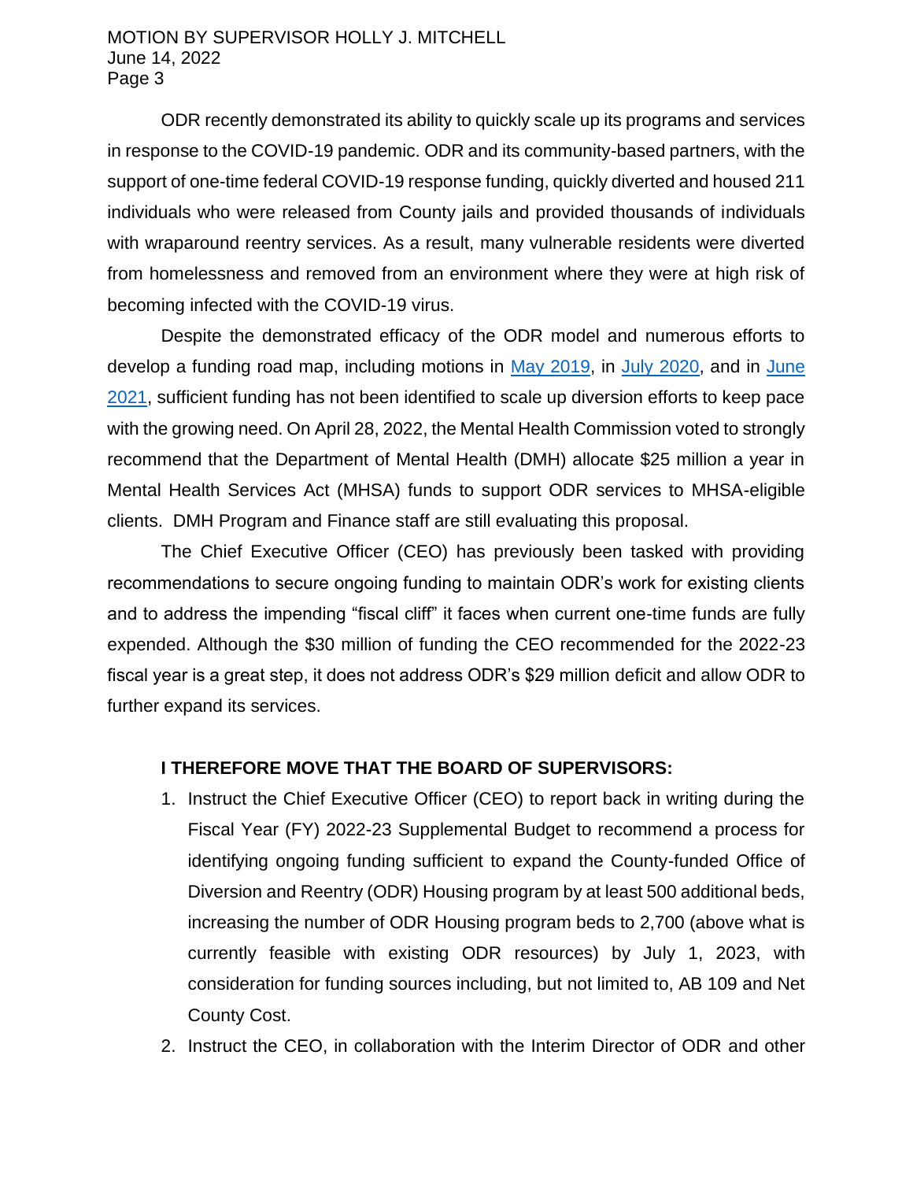ODR recently demonstrated its ability to quickly scale up its programs and services in response to the COVID-19 pandemic. ODR and its community-based partners, with the support of one-time federal COVID-19 response funding, quickly diverted and housed 211 individuals who were released from County jails and provided thousands of individuals with wraparound reentry services. As a result, many vulnerable residents were diverted from homelessness and removed from an environment where they were at high risk of becoming infected with the COVID-19 virus.

Despite the demonstrated efficacy of the ODR model and numerous efforts to develop a funding road map, including motions in May 2019, in July 2020, and in June 2021, sufficient funding has not been identified to scale up diversion efforts to keep pace with the growing need. On April 28, 2022, the Mental Health Commission voted to strongly recommend that the Department of Mental Health (DMH) allocate $25 million a year in Mental Health Services Act (MHSA) funds to support ODR services to MHSA-eligible clients. DMH Program and Finance staff are still evaluating this proposal.

The Chief Executive Officer (CEO) has previously been tasked with providing recommendations to secure ongoing funding to maintain ODR's work for existing clients and to address the impending "fiscal cliff" it faces when current one-time funds are fully expended. Although the $30 million of funding the CEO recommended for the 2022-23 fiscal year is a great step, it does not address ODR's $29 million deficit and allow ODR to further expand its services.

**I THEREFORE MOVE THAT THE BOARD OF SUPERVISORS:**

1. Instruct the Chief Executive Officer (CEO) to report back in writing during the Fiscal Year (FY) 2022-23 Supplemental Budget to recommend a process for identifying ongoing funding sufficient to expand the County-funded Office of Diversion and Reentry (ODR) Housing program by at least 500 additional beds, increasing the number of ODR Housing program beds to 2,700 (above what is currently feasible with existing ODR resources) by July 1, 2023, with consideration for funding sources including, but not limited to, AB 109 and Net County Cost.
2. Instruct the CEO, in collaboration with the Interim Director of ODR and other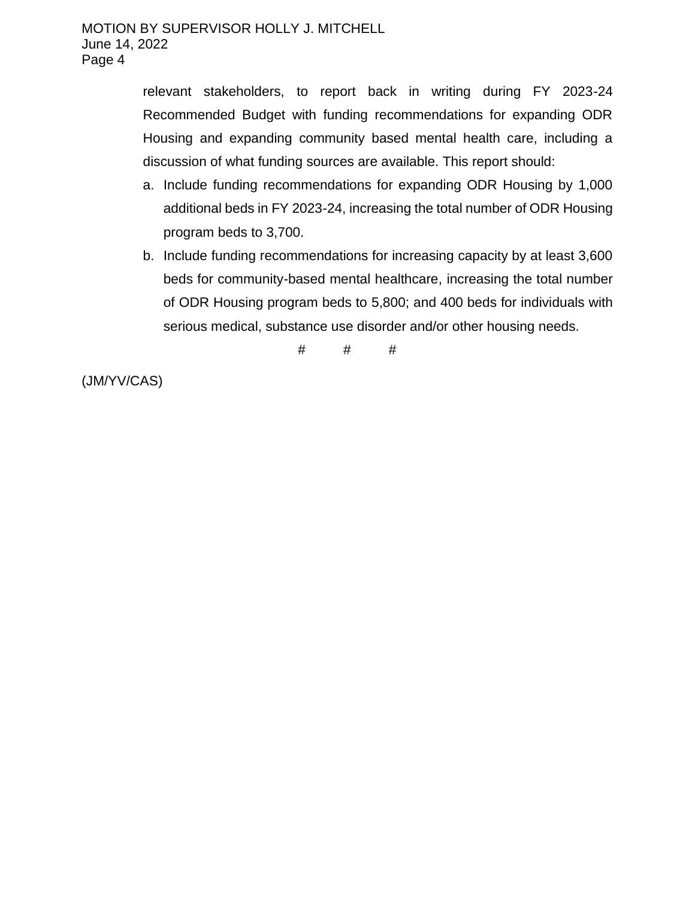relevant stakeholders, to report back in writing during FY 2023-24 Recommended Budget with funding recommendations for expanding ODR Housing and expanding community based mental health care, including a discussion of what funding sources are available. This report should:

a. Include funding recommendations for expanding ODR Housing by 1,000 additional beds in FY 2023-24, increasing the total number of ODR Housing program beds to 3,700.
b. Include funding recommendations for increasing capacity by at least 3,600 beds for community-based mental healthcare, increasing the total number of ODR Housing program beds to 5,800; and 400 beds for individuals with serious medical, substance use disorder and/or other housing needs.

# # #

(JM/YV/CAS)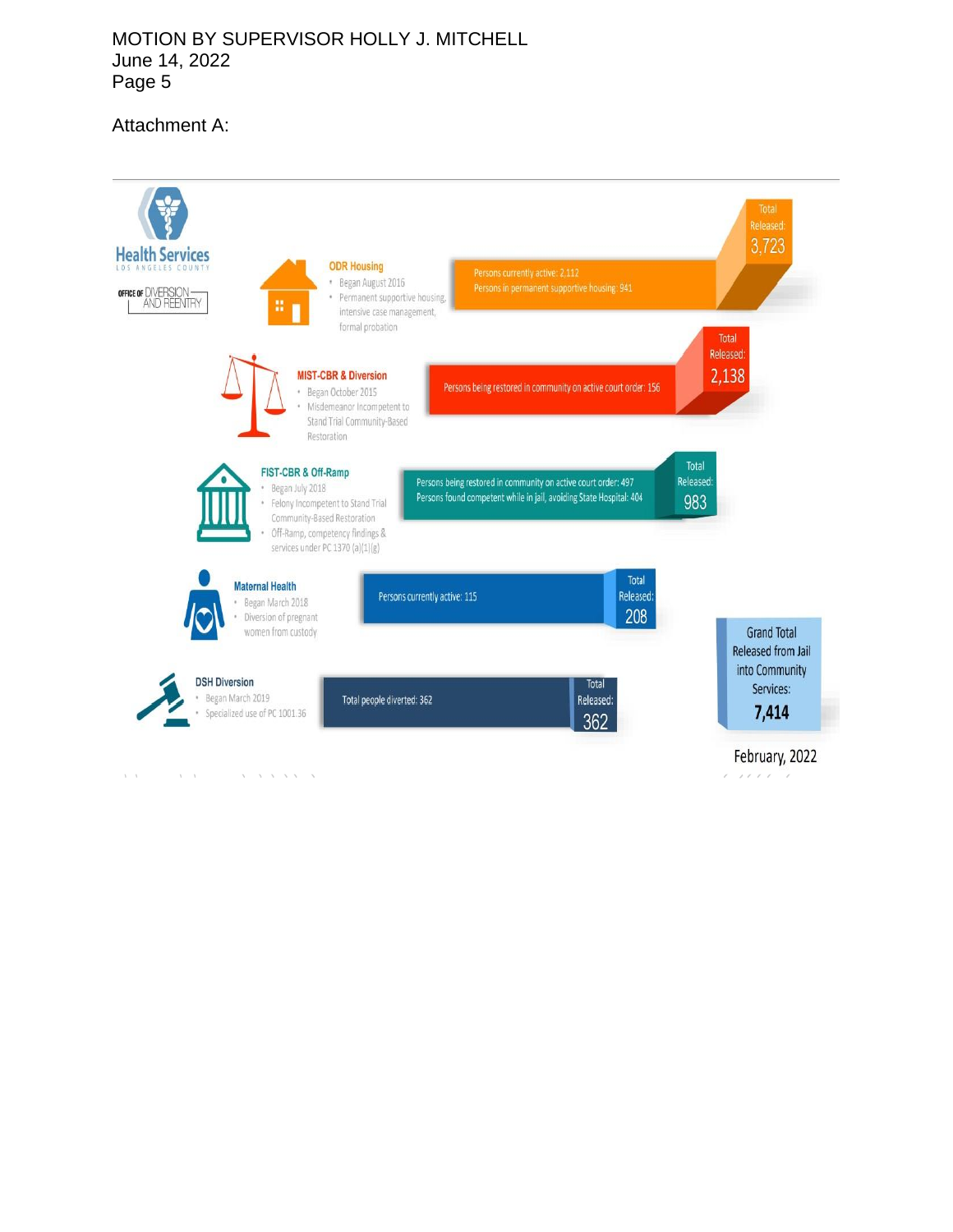Attachment A:

Health Services
LOS ANGELES COUNTY

OFFICE OF DIVERSION AND REENTRY

**ODR Housing**
- Began August 2016
- Permanent supportive housing, intensive case management, formal probation

Persons currently active: 2,112
Persons in permanent supportive housing: 941
Total Released: 3,723

**MIST-CBR & Diversion**
- Began October 2015
- Misdemeanor Incompetent to Stand Trial Community-Based Restoration

Persons being restored in community on active court order: 156
Total Released: 2,138

**FIST-CBR & Off-Ramp**
- Began July 2018
- Felony Incompetent to Stand Trial Community-Based Restoration
- Off-Ramp, competency findings & services under PC 1370 (a)(1)(g)

Persons being restored in community on active court order: 497
Persons found competent while in jail, avoiding State Hospital: 404
Total Released: 983

**Maternal Health**
- Began March 2018
- Diversion of pregnant women from custody

Persons currently active: 115
Total Released: 208

**DSH Diversion**
- Began March 2019
- Specialized use of PC 1001.36

Total people diverted: 362
Total Released: 362

Grand Total Released from Jail into Community Services: **7,414**

February, 2022